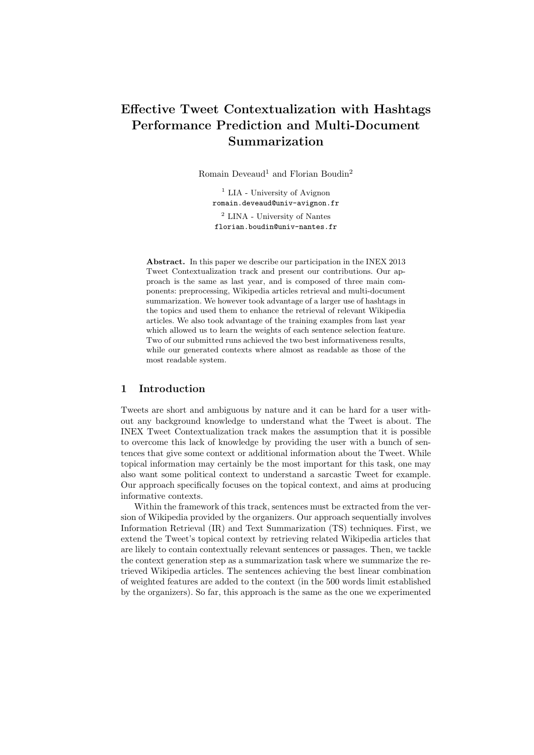# Effective Tweet Contextualization with Hashtags Performance Prediction and Multi-Document Summarization

Romain Deveaud[1] and Florian Boudin[2]

[1] LIA - University of Avignon
romain.deveaud@univ-avignon.fr

[2] LINA - University of Nantes
florian.boudin@univ-nantes.fr

**Abstract.** In this paper we describe our participation in the INEX 2013 Tweet Contextualization track and present our contributions. Our approach is the same as last year, and is composed of three main components: preprocessing, Wikipedia articles retrieval and multi-document summarization. We however took advantage of a larger use of hashtags in the topics and used them to enhance the retrieval of relevant Wikipedia articles. We also took advantage of the training examples from last year which allowed us to learn the weights of each sentence selection feature. Two of our submitted runs achieved the two best informativeness results, while our generated contexts where almost as readable as those of the most readable system.

## 1 Introduction

Tweets are short and ambiguous by nature and it can be hard for a user without any background knowledge to understand what the Tweet is about. The INEX Tweet Contextualization track makes the assumption that it is possible to overcome this lack of knowledge by providing the user with a bunch of sentences that give some context or additional information about the Tweet. While topical information may certainly be the most important for this task, one may also want some political context to understand a sarcastic Tweet for example. Our approach specifically focuses on the topical context, and aims at producing informative contexts.

Within the framework of this track, sentences must be extracted from the version of Wikipedia provided by the organizers. Our approach sequentially involves Information Retrieval (IR) and Text Summarization (TS) techniques. First, we extend the Tweet's topical context by retrieving related Wikipedia articles that are likely to contain contextually relevant sentences or passages. Then, we tackle the context generation step as a summarization task where we summarize the retrieved Wikipedia articles. The sentences achieving the best linear combination of weighted features are added to the context (in the 500 words limit established by the organizers). So far, this approach is the same as the one we experimented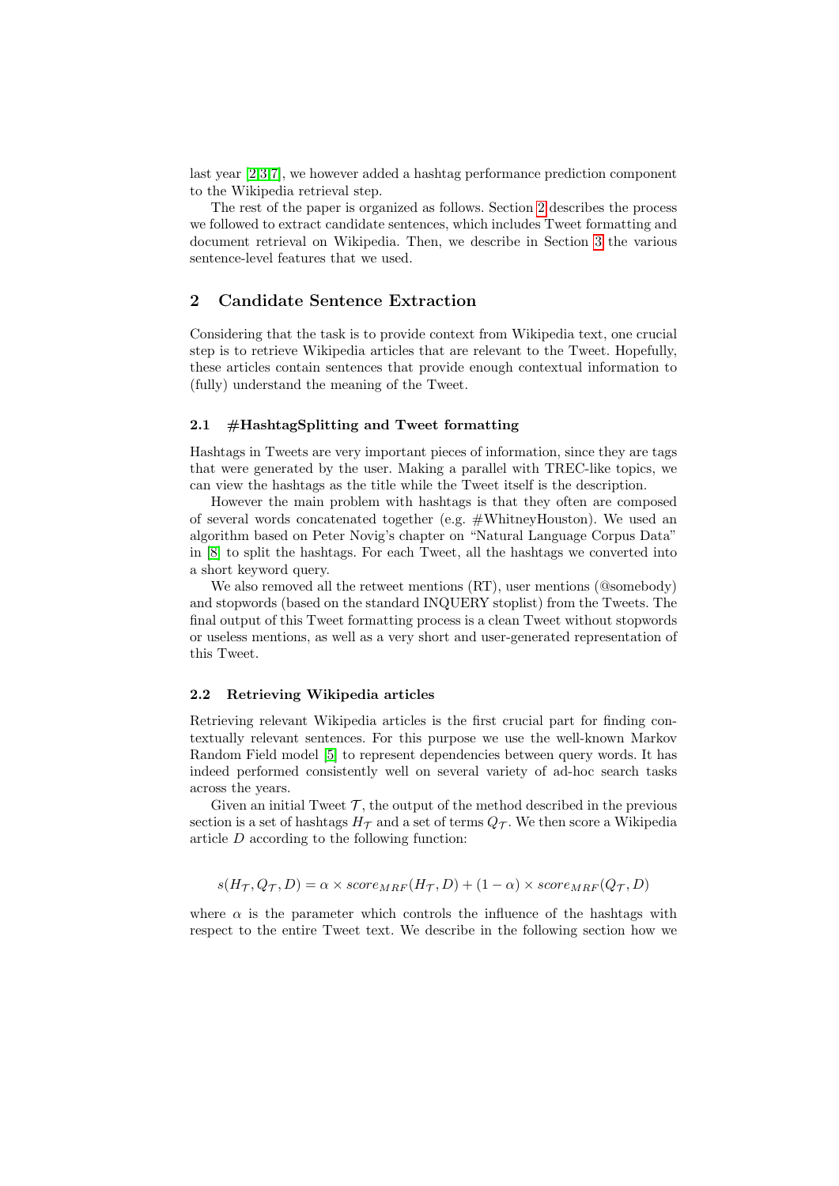last year [2,3,7], we however added a hashtag performance prediction component to the Wikipedia retrieval step.

The rest of the paper is organized as follows. Section 2 describes the process we followed to extract candidate sentences, which includes Tweet formatting and document retrieval on Wikipedia. Then, we describe in Section 3 the various sentence-level features that we used.

## 2 Candidate Sentence Extraction

Considering that the task is to provide context from Wikipedia text, one crucial step is to retrieve Wikipedia articles that are relevant to the Tweet. Hopefully, these articles contain sentences that provide enough contextual information to (fully) understand the meaning of the Tweet.

### 2.1 #HashtagSplitting and Tweet formatting

Hashtags in Tweets are very important pieces of information, since they are tags that were generated by the user. Making a parallel with TREC-like topics, we can view the hashtags as the title while the Tweet itself is the description.

However the main problem with hashtags is that they often are composed of several words concatenated together (e.g. #WhitneyHouston). We used an algorithm based on Peter Novig's chapter on "Natural Language Corpus Data" in [8] to split the hashtags. For each Tweet, all the hashtags we converted into a short keyword query.

We also removed all the retweet mentions (RT), user mentions (@somebody) and stopwords (based on the standard INQUERY stoplist) from the Tweets. The final output of this Tweet formatting process is a clean Tweet without stopwords or useless mentions, as well as a very short and user-generated representation of this Tweet.

### 2.2 Retrieving Wikipedia articles

Retrieving relevant Wikipedia articles is the first crucial part for finding contextually relevant sentences. For this purpose we use the well-known Markov Random Field model [5] to represent dependencies between query words. It has indeed performed consistently well on several variety of ad-hoc search tasks across the years.

Given an initial Tweet $\mathcal{T}$, the output of the method described in the previous section is a set of hashtags $H_{\mathcal{T}}$ and a set of terms $Q_{\mathcal{T}}$. We then score a Wikipedia article $D$ according to the following function:

$$s(H_{\mathcal{T}}, Q_{\mathcal{T}}, D) = \alpha \times score_{MRF}(H_{\mathcal{T}}, D) + (1 - \alpha) \times score_{MRF}(Q_{\mathcal{T}}, D)$$

where $\alpha$ is the parameter which controls the influence of the hashtags with respect to the entire Tweet text. We describe in the following section how we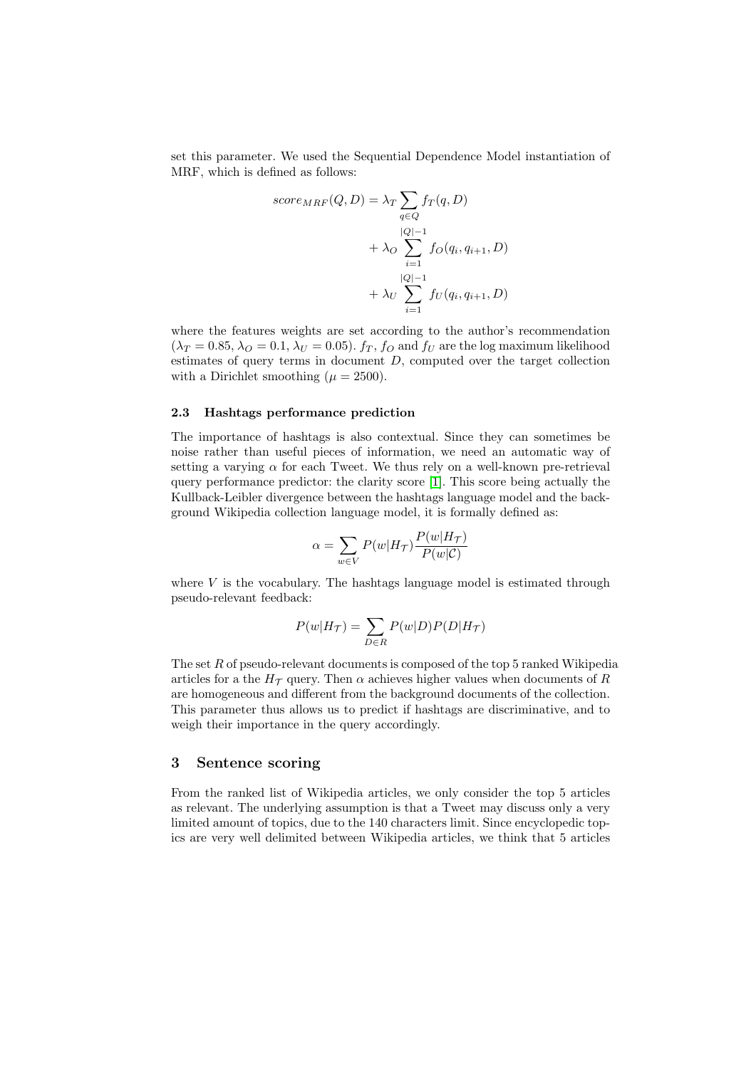set this parameter. We used the Sequential Dependence Model instantiation of MRF, which is defined as follows:

$$
\begin{aligned}
score_{MRF}(Q, D) = \lambda_T \sum_{q \in Q} f_T(q, D) \\
+ \lambda_O \sum_{i=1}^{|Q|-1} f_O(q_i, q_{i+1}, D) \\
+ \lambda_U \sum_{i=1}^{|Q|-1} f_U(q_i, q_{i+1}, D)
\end{aligned}
$$

where the features weights are set according to the author's recommendation ($\lambda_T = 0.85$, $\lambda_O = 0.1$, $\lambda_U = 0.05$). $f_T$, $f_O$ and $f_U$ are the log maximum likelihood estimates of query terms in document $D$, computed over the target collection with a Dirichlet smoothing ($\mu = 2500$).

### 2.3 Hashtags performance prediction

The importance of hashtags is also contextual. Since they can sometimes be noise rather than useful pieces of information, we need an automatic way of setting a varying $\alpha$ for each Tweet. We thus rely on a well-known pre-retrieval query performance predictor: the clarity score [1]. This score being actually the Kullback-Leibler divergence between the hashtags language model and the background Wikipedia collection language model, it is formally defined as:

$$
\alpha = \sum_{w \in V} P(w|H_{\mathcal{T}}) \frac{P(w|H_{\mathcal{T}})}{P(w|\mathcal{C})}
$$

where $V$ is the vocabulary. The hashtags language model is estimated through pseudo-relevant feedback:

$$
P(w|H_{\mathcal{T}}) = \sum_{D \in R} P(w|D) P(D|H_{\mathcal{T}})
$$

The set $R$ of pseudo-relevant documents is composed of the top 5 ranked Wikipedia articles for a the $H_{\mathcal{T}}$ query. Then $\alpha$ achieves higher values when documents of $R$ are homogeneous and different from the background documents of the collection. This parameter thus allows us to predict if hashtags are discriminative, and to weigh their importance in the query accordingly.

## 3 Sentence scoring

From the ranked list of Wikipedia articles, we only consider the top 5 articles as relevant. The underlying assumption is that a Tweet may discuss only a very limited amount of topics, due to the 140 characters limit. Since encyclopedic topics are very well delimited between Wikipedia articles, we think that 5 articles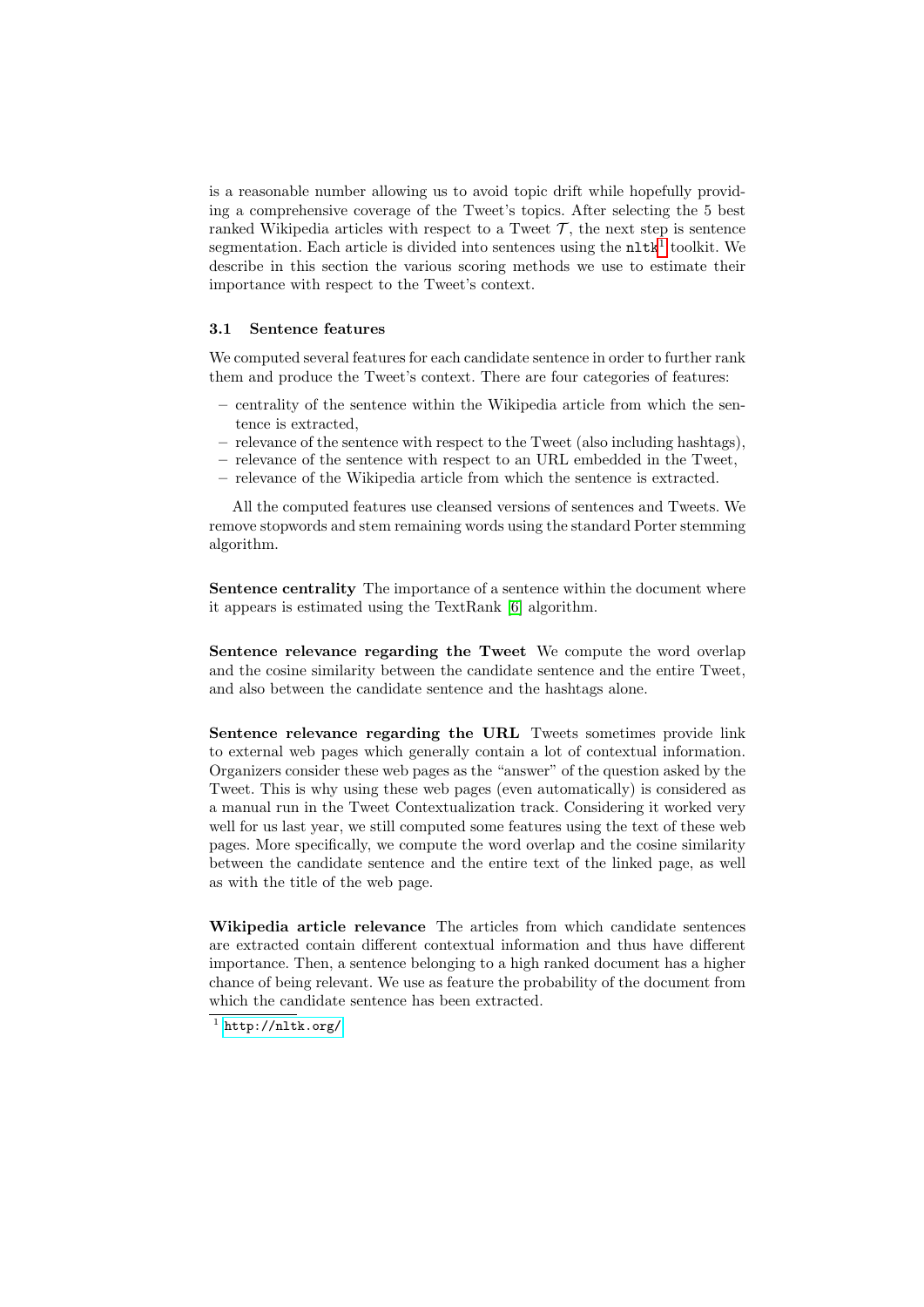is a reasonable number allowing us to avoid topic drift while hopefully providing a comprehensive coverage of the Tweet's topics. After selecting the 5 best ranked Wikipedia articles with respect to a Tweet $\mathcal{T}$, the next step is sentence segmentation. Each article is divided into sentences using the `nltk`[1] toolkit. We describe in this section the various scoring methods we use to estimate their importance with respect to the Tweet's context.

### 3.1 Sentence features

We computed several features for each candidate sentence in order to further rank them and produce the Tweet's context. There are four categories of features:

- centrality of the sentence within the Wikipedia article from which the sentence is extracted,
- relevance of the sentence with respect to the Tweet (also including hashtags),
- relevance of the sentence with respect to an URL embedded in the Tweet,
- relevance of the Wikipedia article from which the sentence is extracted.

All the computed features use cleansed versions of sentences and Tweets. We remove stopwords and stem remaining words using the standard Porter stemming algorithm.

**Sentence centrality** The importance of a sentence within the document where it appears is estimated using the TextRank [6] algorithm.

**Sentence relevance regarding the Tweet** We compute the word overlap and the cosine similarity between the candidate sentence and the entire Tweet, and also between the candidate sentence and the hashtags alone.

**Sentence relevance regarding the URL** Tweets sometimes provide link to external web pages which generally contain a lot of contextual information. Organizers consider these web pages as the "answer" of the question asked by the Tweet. This is why using these web pages (even automatically) is considered as a manual run in the Tweet Contextualization track. Considering it worked very well for us last year, we still computed some features using the text of these web pages. More specifically, we compute the word overlap and the cosine similarity between the candidate sentence and the entire text of the linked page, as well as with the title of the web page.

**Wikipedia article relevance** The articles from which candidate sentences are extracted contain different contextual information and thus have different importance. Then, a sentence belonging to a high ranked document has a higher chance of being relevant. We use as feature the probability of the document from which the candidate sentence has been extracted.

[1] http://nltk.org/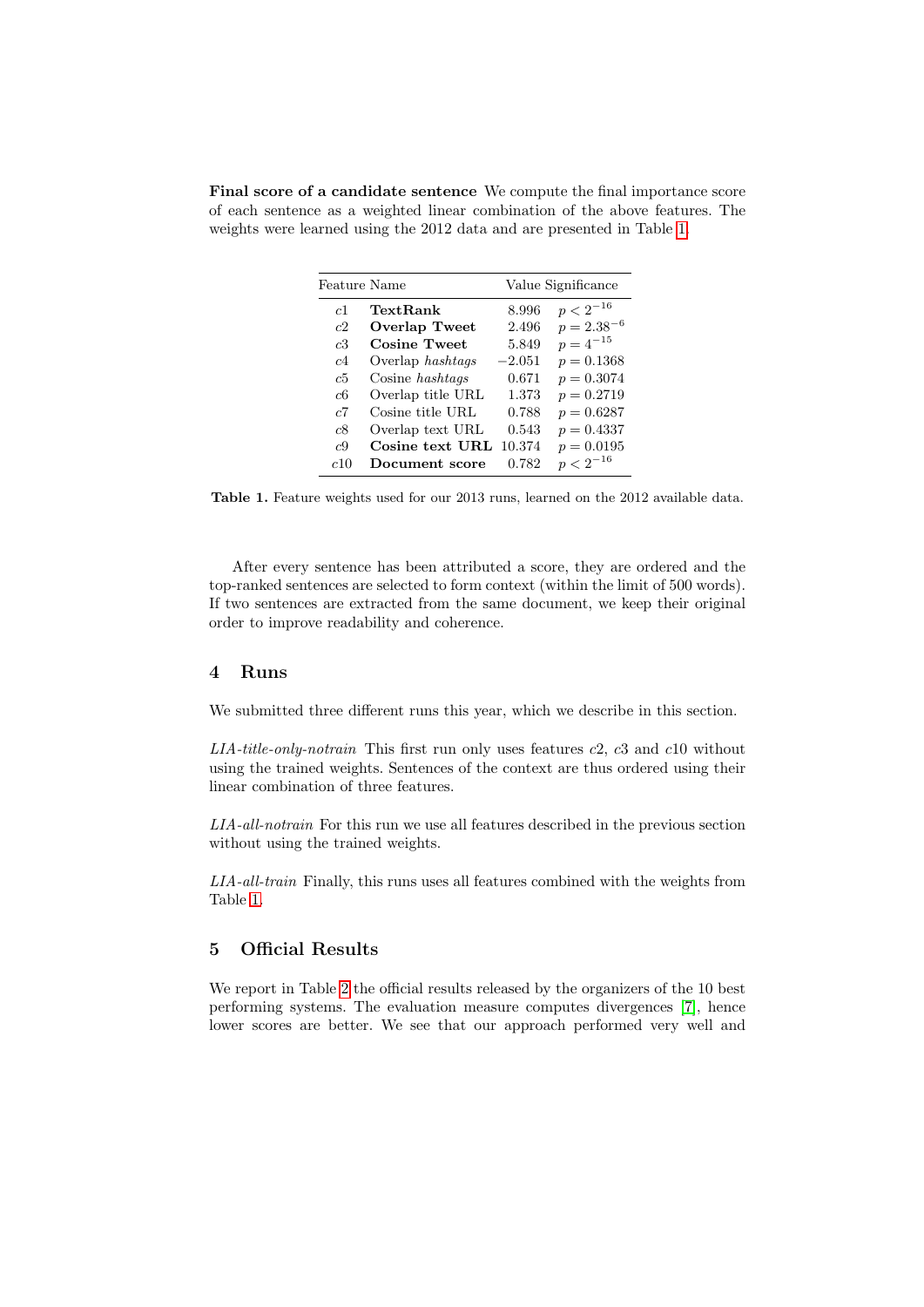**Final score of a candidate sentence** We compute the final importance score of each sentence as a weighted linear combination of the above features. The weights were learned using the 2012 data and are presented in Table 1.

| Feature | Name | Value | Significance |
|---|---|---|---|
| $c1$ | **TextRank** | 8.996 | $p < 2^{-16}$ |
| $c2$ | **Overlap Tweet** | 2.496 | $p = 2.38^{-6}$ |
| $c3$ | **Cosine Tweet** | 5.849 | $p = 4^{-15}$ |
| $c4$ | Overlap *hashtags* | $-2.051$ | $p = 0.1368$ |
| $c5$ | Cosine *hashtags* | 0.671 | $p = 0.3074$ |
| $c6$ | Overlap title URL | 1.373 | $p = 0.2719$ |
| $c7$ | Cosine title URL | 0.788 | $p = 0.6287$ |
| $c8$ | Overlap text URL | 0.543 | $p = 0.4337$ |
| $c9$ | **Cosine text URL** | 10.374 | $p = 0.0195$ |
| $c10$ | **Document score** | 0.782 | $p < 2^{-16}$ |

**Table 1.** Feature weights used for our 2013 runs, learned on the 2012 available data.

After every sentence has been attributed a score, they are ordered and the top-ranked sentences are selected to form context (within the limit of 500 words). If two sentences are extracted from the same document, we keep their original order to improve readability and coherence.

## 4 Runs

We submitted three different runs this year, which we describe in this section.

*LIA-title-only-notrain* This first run only uses features $c2$, $c3$ and $c10$ without using the trained weights. Sentences of the context are thus ordered using their linear combination of three features.

*LIA-all-notrain* For this run we use all features described in the previous section without using the trained weights.

*LIA-all-train* Finally, this runs uses all features combined with the weights from Table 1.

## 5 Official Results

We report in Table 2 the official results released by the organizers of the 10 best performing systems. The evaluation measure computes divergences [7], hence lower scores are better. We see that our approach performed very well and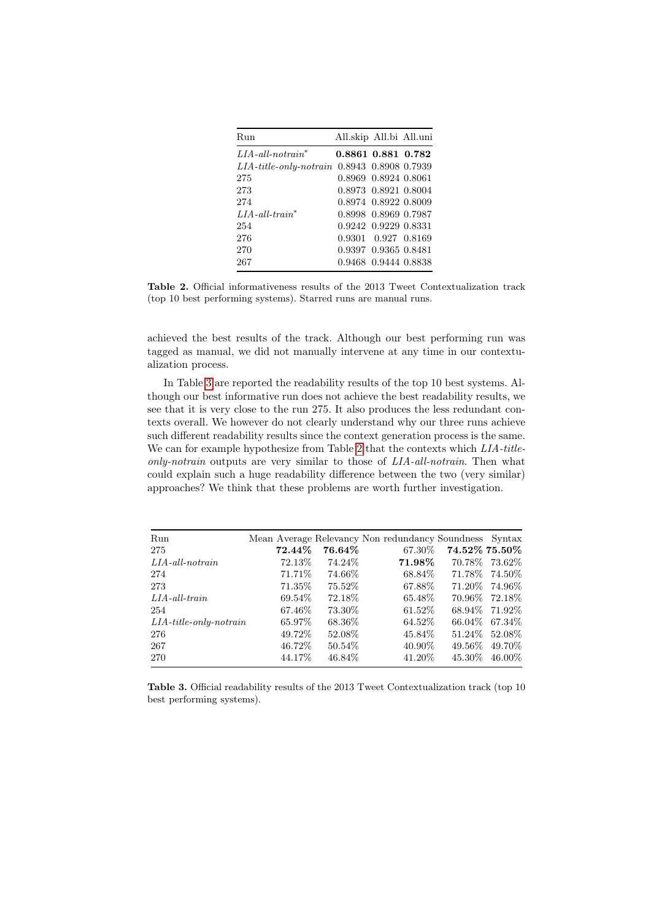| Run | All.skip | All.bi | All.uni |
|---|---|---|---|
| *LIA-all-notrain*\* | **0.8861** | **0.881** | **0.782** |
| *LIA-title-only-notrain* | 0.8943 | 0.8908 | 0.7939 |
| 275 | 0.8969 | 0.8924 | 0.8061 |
| 273 | 0.8973 | 0.8921 | 0.8004 |
| 274 | 0.8974 | 0.8922 | 0.8009 |
| *LIA-all-train*\* | 0.8998 | 0.8969 | 0.7987 |
| 254 | 0.9242 | 0.9229 | 0.8331 |
| 276 | 0.9301 | 0.927 | 0.8169 |
| 270 | 0.9397 | 0.9365 | 0.8481 |
| 267 | 0.9468 | 0.9444 | 0.8838 |

**Table 2.** Official informativeness results of the 2013 Tweet Contextualization track (top 10 best performing systems). Starred runs are manual runs.

achieved the best results of the track. Although our best performing run was tagged as manual, we did not manually intervene at any time in our contextualization process.

In Table 3 are reported the readability results of the top 10 best systems. Although our best informative run does not achieve the best readability results, we see that it is very close to the run 275. It also produces the less redundant contexts overall. We however do not clearly understand why our three runs achieve such different readability results since the context generation process is the same. We can for example hypothesize from Table 2 that the contexts which *LIA-title-only-notrain* outputs are very similar to those of *LIA-all-notrain*. Then what could explain such a huge readability difference between the two (very similar) approaches? We think that these problems are worth further investigation.

| Run | Mean Average | Relevancy | Non redundancy | Soundness | Syntax |
|---|---|---|---|---|---|
| 275 | **72.44%** | **76.64%** | 67.30% | **74.52%** | **75.50%** |
| *LIA-all-notrain* | 72.13% | 74.24% | **71.98%** | 70.78% | 73.62% |
| 274 | 71.71% | 74.66% | 68.84% | 71.78% | 74.50% |
| 273 | 71.35% | 75.52% | 67.88% | 71.20% | 74.96% |
| *LIA-all-train* | 69.54% | 72.18% | 65.48% | 70.96% | 72.18% |
| 254 | 67.46% | 73.30% | 61.52% | 68.94% | 71.92% |
| *LIA-title-only-notrain* | 65.97% | 68.36% | 64.52% | 66.04% | 67.34% |
| 276 | 49.72% | 52.08% | 45.84% | 51.24% | 52.08% |
| 267 | 46.72% | 50.54% | 40.90% | 49.56% | 49.70% |
| 270 | 44.17% | 46.84% | 41.20% | 45.30% | 46.00% |

**Table 3.** Official readability results of the 2013 Tweet Contextualization track (top 10 best performing systems).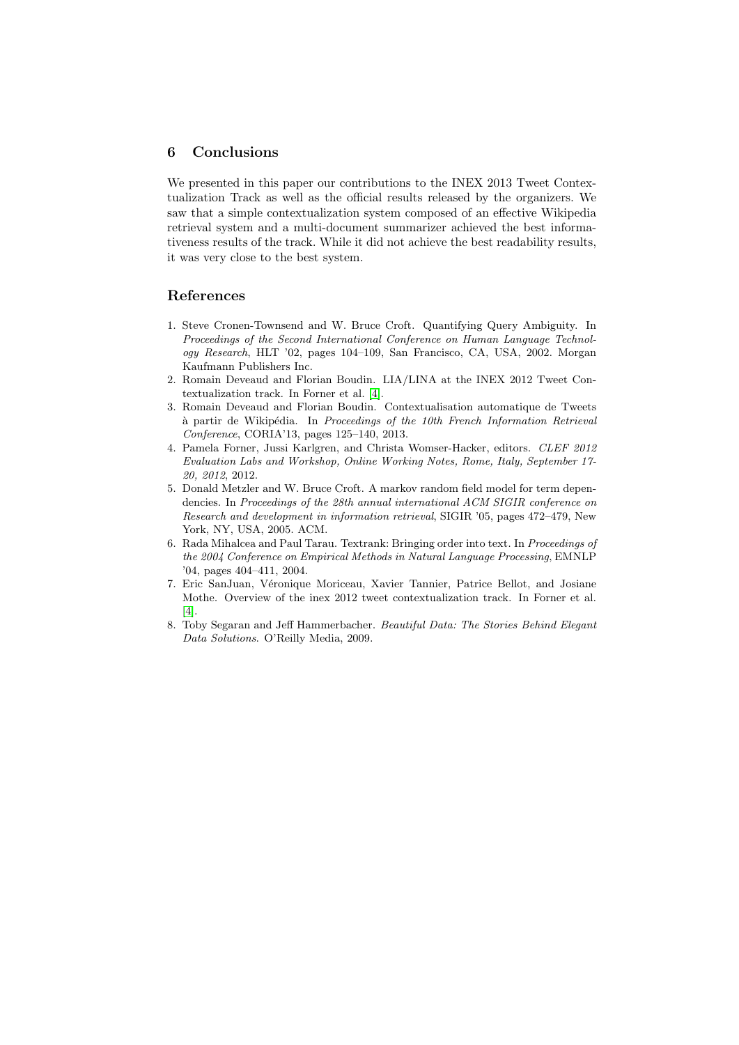## 6 Conclusions

We presented in this paper our contributions to the INEX 2013 Tweet Contextualization Track as well as the official results released by the organizers. We saw that a simple contextualization system composed of an effective Wikipedia retrieval system and a multi-document summarizer achieved the best informativeness results of the track. While it did not achieve the best readability results, it was very close to the best system.

## References

1. Steve Cronen-Townsend and W. Bruce Croft. Quantifying Query Ambiguity. In *Proceedings of the Second International Conference on Human Language Technology Research*, HLT '02, pages 104–109, San Francisco, CA, USA, 2002. Morgan Kaufmann Publishers Inc.
2. Romain Deveaud and Florian Boudin. LIA/LINA at the INEX 2012 Tweet Contextualization track. In Forner et al. [4].
3. Romain Deveaud and Florian Boudin. Contextualisation automatique de Tweets à partir de Wikipédia. In *Proceedings of the 10th French Information Retrieval Conference*, CORIA'13, pages 125–140, 2013.
4. Pamela Forner, Jussi Karlgren, and Christa Womser-Hacker, editors. *CLEF 2012 Evaluation Labs and Workshop, Online Working Notes, Rome, Italy, September 17-20, 2012*, 2012.
5. Donald Metzler and W. Bruce Croft. A markov random field model for term dependencies. In *Proceedings of the 28th annual international ACM SIGIR conference on Research and development in information retrieval*, SIGIR '05, pages 472–479, New York, NY, USA, 2005. ACM.
6. Rada Mihalcea and Paul Tarau. Textrank: Bringing order into text. In *Proceedings of the 2004 Conference on Empirical Methods in Natural Language Processing*, EMNLP '04, pages 404–411, 2004.
7. Eric SanJuan, Véronique Moriceau, Xavier Tannier, Patrice Bellot, and Josiane Mothe. Overview of the inex 2012 tweet contextualization track. In Forner et al. [4].
8. Toby Segaran and Jeff Hammerbacher. *Beautiful Data: The Stories Behind Elegant Data Solutions*. O'Reilly Media, 2009.